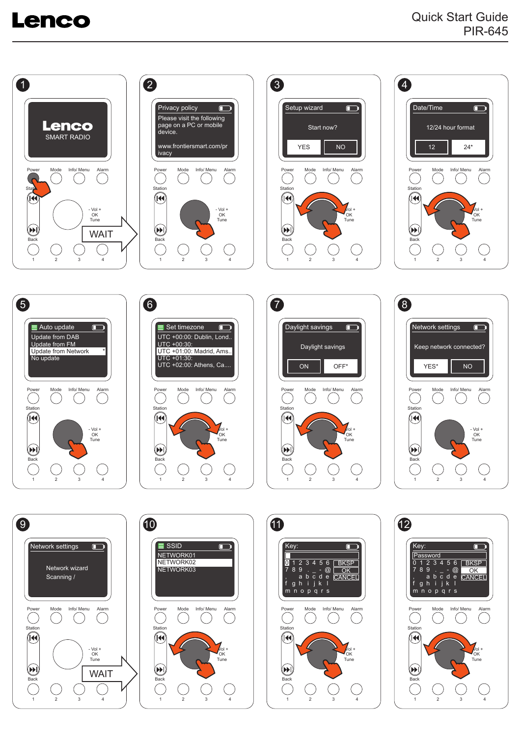# Lenco

Quick Start Guide
PIR-645

**1**

Lenco
SMART RADIO

WAIT

**2**

Privacy policy

Please visit the following page on a PC or mobile device.

www.frontiersmart.com/privacy

**3**

Setup wizard

Start now?

YES | NO

**4**

Date/Time

12/24 hour format

12 | 24*

**5**

Auto update

- Update from DAB
- Update from FM
- Update from Network *
- No update

**6**

Set timezone

- UTC +00:00: Dublin, Lond..
- UTC +00:30:
- UTC +01:00: Madrid, Ams..
- UTC +01:30:
- UTC +02:00: Athens, Ca....

**7**

Daylight savings

Daylight savings

ON | OFF*

**8**

Network settings

Keep network connected?

YES* | NO

**9**

Network settings

Network wizard
Scanning /

WAIT

**10**

SSID

- NETWORK01
- NETWORK02
- NETWORK03

**11**

Key:

0 1 2 3 4 5 6 BKSP
7 8 9 . _ - @ OK
, a b c d e CANCEL
f g h i j k l
m n o p q r s

**12**

Key:

Password

0 1 2 3 4 5 6 BKSP
7 8 9 . _ - @ OK
, a b c d e CANCEL
f g h i j k l
m n o p q r s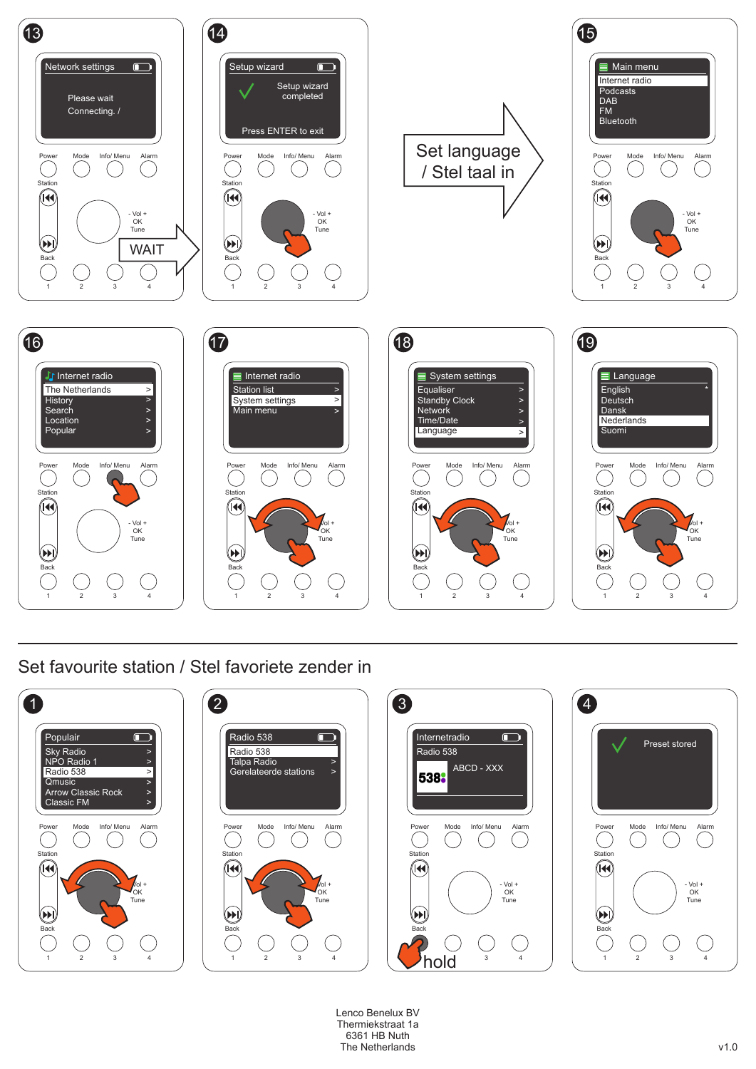13

Network settings

Please wait
Connecting. /

Power Mode Info/ Menu Alarm

Station

Back

1 2 3 4

- Vol +
OK
Tune

WAIT

14

Setup wizard

Setup wizard
completed

Press ENTER to exit

Power Mode Info/ Menu Alarm

Station

Back

1 2 3 4

- Vol +
OK
Tune

Set language
/ Stel taal in

15

Main menu

Internet radio
Podcasts
DAB
FM
Bluetooth

Power Mode Info/ Menu Alarm

Station

Back

1 2 3 4

- Vol +
OK
Tune

16

Internet radio

The Netherlands >
History >
Search >
Location >
Popular >

Power Mode Info/ Menu Alarm

Station

Back

1 2 3 4

- Vol +
OK
Tune

17

Internet radio

Station list >
System settings >
Main menu >

Power Mode Info/ Menu Alarm

Station

Back

1 2 3 4

Vol +
OK
Tune

18

System settings

Equaliser >
Standby Clock >
Network >
Time/Date >
Language >

Power Mode Info/ Menu Alarm

Station

Back

1 2 3 4

Vol +
OK
Tune

19

Language

English *
Deutsch
Dansk
Nederlands
Suomi

Power Mode Info/ Menu Alarm

Station

Back

1 2 3 4

Vol +
OK
Tune

## Set favourite station / Stel favoriete zender in

1

Populair

Sky Radio >
NPO Radio 1 >
Radio 538 >
Qmusic >
Arrow Classic Rock >
Classic FM >

Power Mode Info/ Menu Alarm

Station

Back

1 2 3 4

Vol +
OK
Tune

2

Radio 538

Radio 538
Talpa Radio >
Gerelateerde stations >

Power Mode Info/ Menu Alarm

Station

Back

1 2 3 4

Vol +
OK
Tune

3

Internetradio

Radio 538

538

ABCD - XXX

Power Mode Info/ Menu Alarm

Station

Back

hold 3 4

- Vol +
OK
Tune

4

Preset stored

Power Mode Info/ Menu Alarm

Station

Back

1 2 3 4

- Vol +
OK
Tune

Lenco Benelux BV
Thermiekstraat 1a
6361 HB Nuth
The Netherlands

v1.0